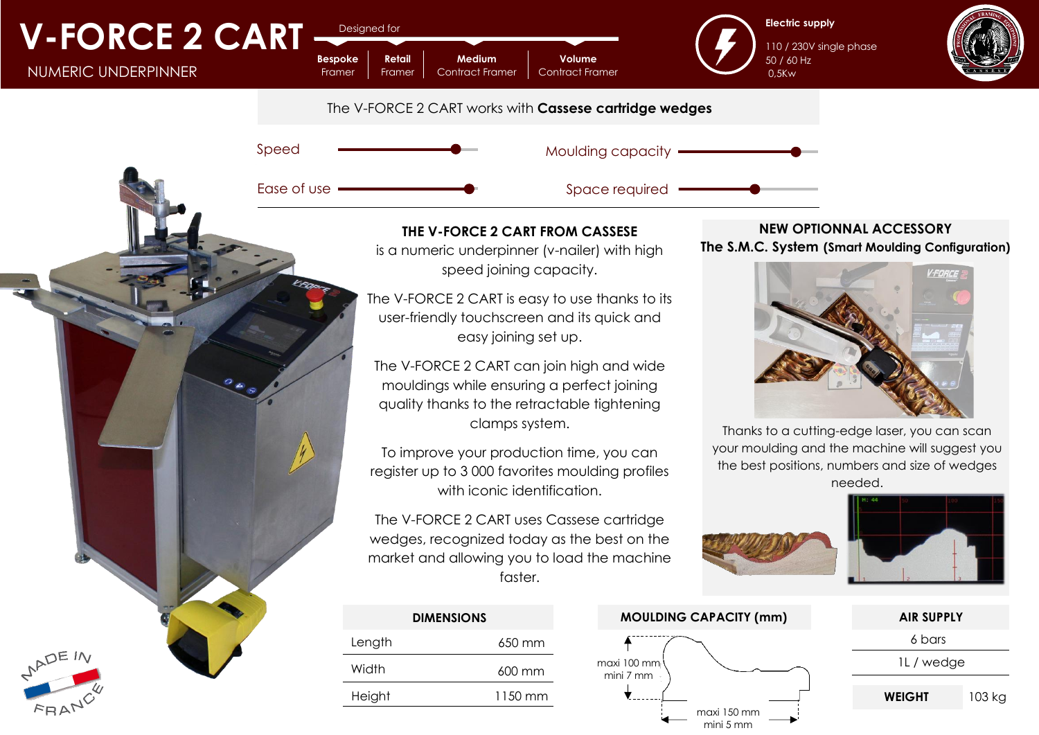# V-FORCE 2 CART

NUMERIC UNDERPINNER

Designed for

| Bespoke Framer | Retail Framer | Medium Contract Framer | Volume Contract Framer |
|---|---|---|---|

**Electric supply**

110 / 230V single phase
50 / 60 Hz
0,5Kw

The V-FORCE 2 CART works with **Cassese cartridge wedges**

Speed

Moulding capacity

Ease of use

Space required

## THE V-FORCE 2 CART FROM CASSESE

is a numeric underpinner (v-nailer) with high speed joining capacity.

The V-FORCE 2 CART is easy to use thanks to its user-friendly touchscreen and its quick and easy joining set up.

The V-FORCE 2 CART can join high and wide mouldings while ensuring a perfect joining quality thanks to the retractable tightening clamps system.

To improve your production time, you can register up to 3 000 favorites moulding profiles with iconic identification.

The V-FORCE 2 CART uses Cassese cartridge wedges, recognized today as the best on the market and allowing you to load the machine faster.

## NEW OPTIONNAL ACCESSORY

**The S.M.C. System (Smart Moulding Configuration)**

Thanks to a cutting-edge laser, you can scan your moulding and the machine will suggest you the best positions, numbers and size of wedges needed.

| DIMENSIONS | |
|---|---|
| Length | 650 mm |
| Width | 600 mm |
| Height | 1150 mm |

**MOULDING CAPACITY (mm)**

- Height: maxi 100 mm, mini 7 mm
- Width: maxi 150 mm, mini 5 mm

| AIR SUPPLY |
|---|
| 6 bars |
| 1L / wedge |

| WEIGHT | 103 kg |
|---|---|

MADE IN FRANCE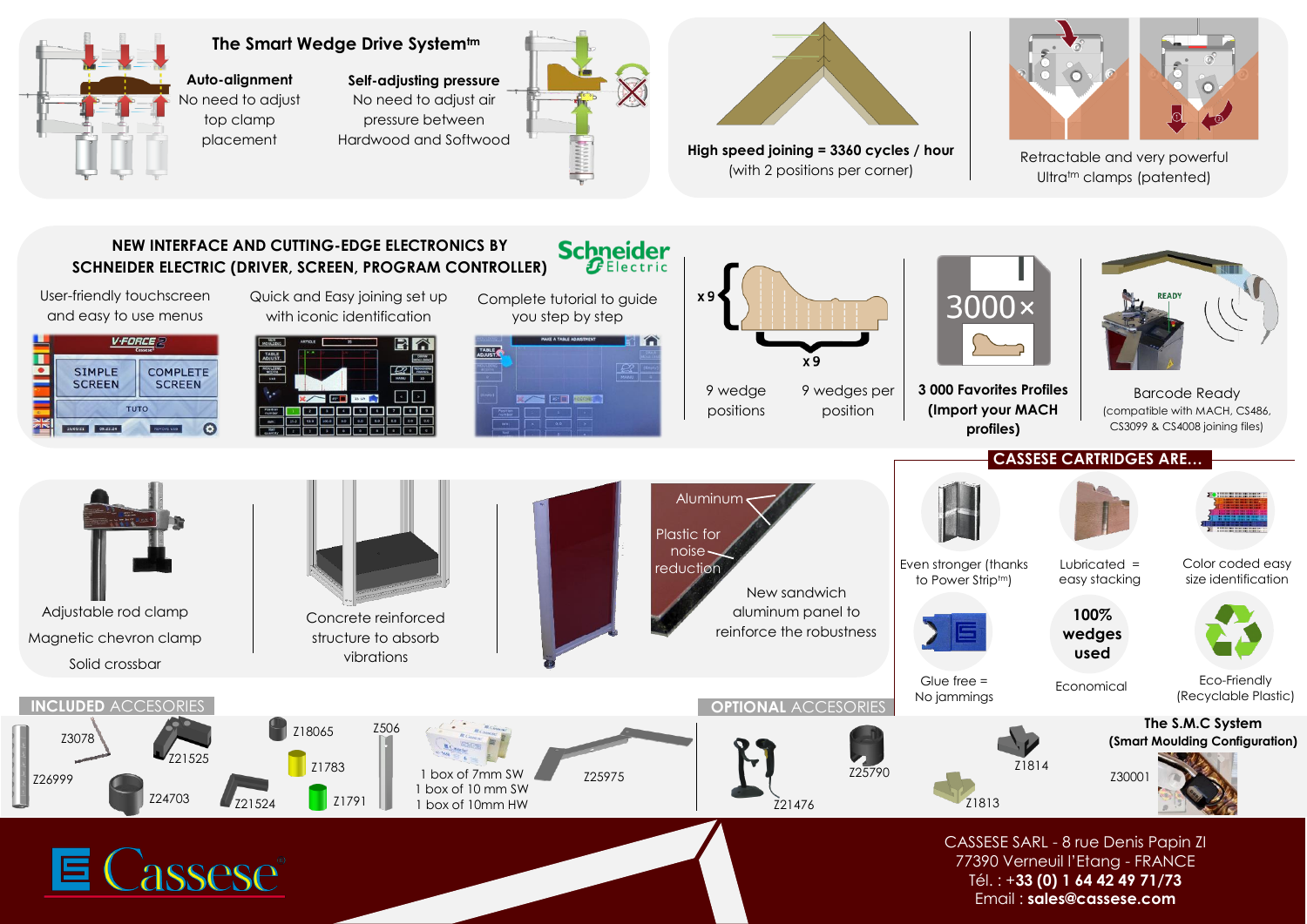## The Smart Wedge Drive System™

**Auto-alignment**
No need to adjust top clamp placement

**Self-adjusting pressure**
No need to adjust air pressure between Hardwood and Softwood

**High speed joining = 3360 cycles / hour**
(with 2 positions per corner)

Retractable and very powerful Ultra™ clamps (patented)

## NEW INTERFACE AND CUTTING-EDGE ELECTRONICS BY SCHNEIDER ELECTRIC (DRIVER, SCREEN, PROGRAM CONTROLLER)

Schneider Electric

User-friendly touchscreen and easy to use menus

V-FORCE 2
SIMPLE SCREEN
COMPLETE SCREEN
TUTO

Quick and Easy joining set up with iconic identification

Complete tutorial to guide you step by step

x 9
x 9

9 wedge positions

9 wedges per position

3000×

**3 000 Favorites Profiles (Import your MACH profiles)**

READY

Barcode Ready
(compatible with MACH, CS486, CS3099 & CS4008 joining files)

Adjustable rod clamp

Magnetic chevron clamp

Solid crossbar

Concrete reinforced structure to absorb vibrations

Aluminum

Plastic for noise reduction

New sandwich aluminum panel to reinforce the robustness

## CASSESE CARTRIDGES ARE...

Even stronger (thanks to Power Strip™)

Lubricated = easy stacking

Color coded easy size identification

Glue free = No jammings

**100% wedges used**

Economical

Eco-Friendly (Recyclable Plastic)

## INCLUDED ACCESORIES

Z3078
Z26999
Z21525
Z24703
Z21524
Z18065
Z1783
Z1791
Z506
1 box of 7mm SW
1 box of 10 mm SW
1 box of 10mm HW
Z25975

## OPTIONAL ACCESORIES

Z21476
Z25790
Z1814
Z1813

**The S.M.C System**
**(Smart Moulding Configuration)**

Z30001

Cassese

CASSESE SARL - 8 rue Denis Papin ZI
77390 Verneuil l'Etang - FRANCE
Tél. : +**33 (0) 1 64 42 49 71/73**
Email : **sales@cassese.com**